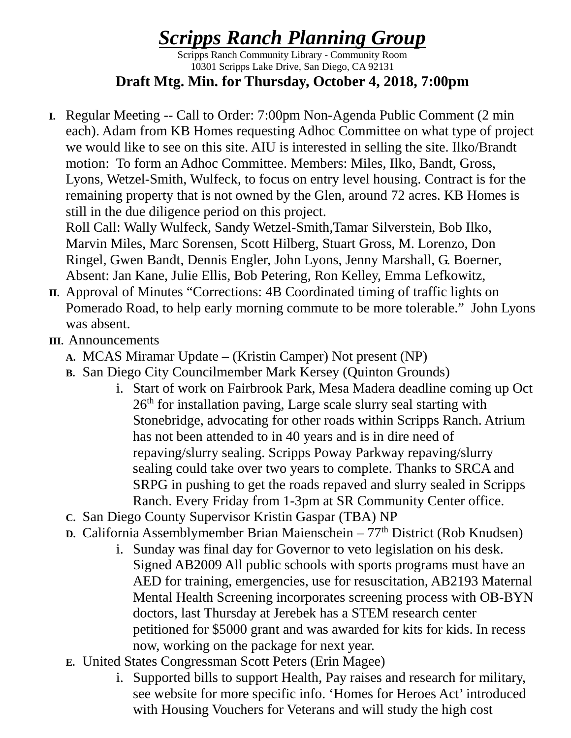# *Scripps Ranch Planning Group*

Scripps Ranch Community Library - Community Room
10301 Scripps Lake Drive, San Diego, CA 92131

**Draft Mtg. Min. for Thursday, October 4, 2018, 7:00pm**

I. Regular Meeting -- Call to Order: 7:00pm Non-Agenda Public Comment (2 min each). Adam from KB Homes requesting Adhoc Committee on what type of project we would like to see on this site. AIU is interested in selling the site. Ilko/Brandt motion: To form an Adhoc Committee. Members: Miles, Ilko, Bandt, Gross, Lyons, Wetzel-Smith, Wulfeck, to focus on entry level housing. Contract is for the remaining property that is not owned by the Glen, around 72 acres. KB Homes is still in the due diligence period on this project.
Roll Call: Wally Wulfeck, Sandy Wetzel-Smith,Tamar Silverstein, Bob Ilko, Marvin Miles, Marc Sorensen, Scott Hilberg, Stuart Gross, M. Lorenzo, Don Ringel, Gwen Bandt, Dennis Engler, John Lyons, Jenny Marshall, G. Boerner, Absent: Jan Kane, Julie Ellis, Bob Petering, Ron Kelley, Emma Lefkowitz,

II. Approval of Minutes "Corrections: 4B Coordinated timing of traffic lights on Pomerado Road, to help early morning commute to be more tolerable." John Lyons was absent.

III. Announcements
   A. MCAS Miramar Update – (Kristin Camper) Not present (NP)
   B. San Diego City Councilmember Mark Kersey (Quinton Grounds)
      i. Start of work on Fairbrook Park, Mesa Madera deadline coming up Oct 26th for installation paving, Large scale slurry seal starting with Stonebridge, advocating for other roads within Scripps Ranch. Atrium has not been attended to in 40 years and is in dire need of repaving/slurry sealing. Scripps Poway Parkway repaving/slurry sealing could take over two years to complete. Thanks to SRCA and SRPG in pushing to get the roads repaved and slurry sealed in Scripps Ranch. Every Friday from 1-3pm at SR Community Center office.
   C. San Diego County Supervisor Kristin Gaspar (TBA) NP
   D. California Assemblymember Brian Maienschein – 77th District (Rob Knudsen)
      i. Sunday was final day for Governor to veto legislation on his desk. Signed AB2009 All public schools with sports programs must have an AED for training, emergencies, use for resuscitation, AB2193 Maternal Mental Health Screening incorporates screening process with OB-BYN doctors, last Thursday at Jerebek has a STEM research center petitioned for $5000 grant and was awarded for kits for kids. In recess now, working on the package for next year.
   E. United States Congressman Scott Peters (Erin Magee)
      i. Supported bills to support Health, Pay raises and research for military, see website for more specific info. 'Homes for Heroes Act' introduced with Housing Vouchers for Veterans and will study the high cost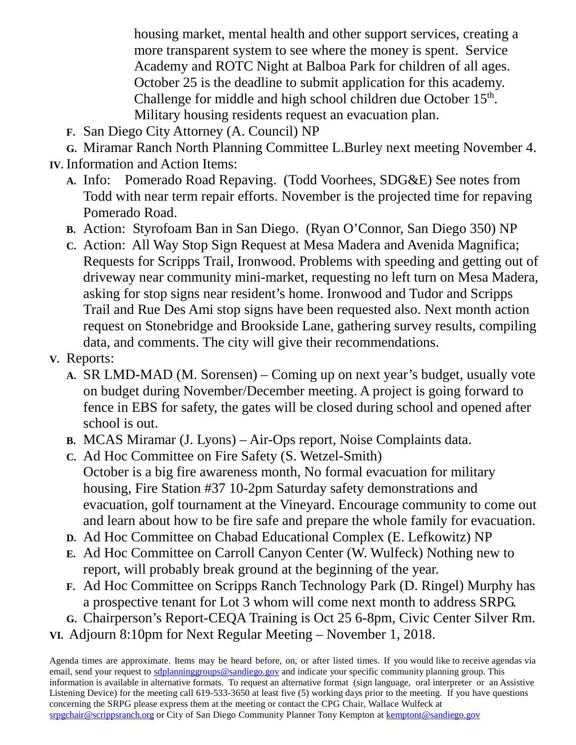housing market, mental health and other support services, creating a more transparent system to see where the money is spent. Service Academy and ROTC Night at Balboa Park for children of all ages. October 25 is the deadline to submit application for this academy. Challenge for middle and high school children due October 15th. Military housing residents request an evacuation plan.

F. San Diego City Attorney (A. Council) NP

G. Miramar Ranch North Planning Committee L.Burley next meeting November 4.

IV. Information and Action Items:

A. Info: Pomerado Road Repaving. (Todd Voorhees, SDG&E) See notes from Todd with near term repair efforts. November is the projected time for repaving Pomerado Road.

B. Action: Styrofoam Ban in San Diego. (Ryan O'Connor, San Diego 350) NP

C. Action: All Way Stop Sign Request at Mesa Madera and Avenida Magnifica; Requests for Scripps Trail, Ironwood. Problems with speeding and getting out of driveway near community mini-market, requesting no left turn on Mesa Madera, asking for stop signs near resident's home. Ironwood and Tudor and Scripps Trail and Rue Des Ami stop signs have been requested also. Next month action request on Stonebridge and Brookside Lane, gathering survey results, compiling data, and comments. The city will give their recommendations.

V. Reports:

A. SR LMD-MAD (M. Sorensen) – Coming up on next year's budget, usually vote on budget during November/December meeting. A project is going forward to fence in EBS for safety, the gates will be closed during school and opened after school is out.

B. MCAS Miramar (J. Lyons) – Air-Ops report, Noise Complaints data.

C. Ad Hoc Committee on Fire Safety (S. Wetzel-Smith)
October is a big fire awareness month, No formal evacuation for military housing, Fire Station #37 10-2pm Saturday safety demonstrations and evacuation, golf tournament at the Vineyard. Encourage community to come out and learn about how to be fire safe and prepare the whole family for evacuation.

D. Ad Hoc Committee on Chabad Educational Complex (E. Lefkowitz) NP

E. Ad Hoc Committee on Carroll Canyon Center (W. Wulfeck) Nothing new to report, will probably break ground at the beginning of the year.

F. Ad Hoc Committee on Scripps Ranch Technology Park (D. Ringel) Murphy has a prospective tenant for Lot 3 whom will come next month to address SRPG.

G. Chairperson's Report-CEQA Training is Oct 25 6-8pm, Civic Center Silver Rm.

VI. Adjourn 8:10pm for Next Regular Meeting – November 1, 2018.

Agenda times are approximate. Items may be heard before, on, or after listed times. If you would like to receive agendas via email, send your request to sdplanninggroups@sandiego.gov and indicate your specific community planning group. This information is available in alternative formats. To request an alternative format (sign language, oral interpreter or an Assistive Listening Device) for the meeting call 619-533-3650 at least five (5) working days prior to the meeting. If you have questions concerning the SRPG please express them at the meeting or contact the CPG Chair, Wallace Wulfeck at srpgchair@scrippsranch.org or City of San Diego Community Planner Tony Kempton at kemptont@sandiego.gov